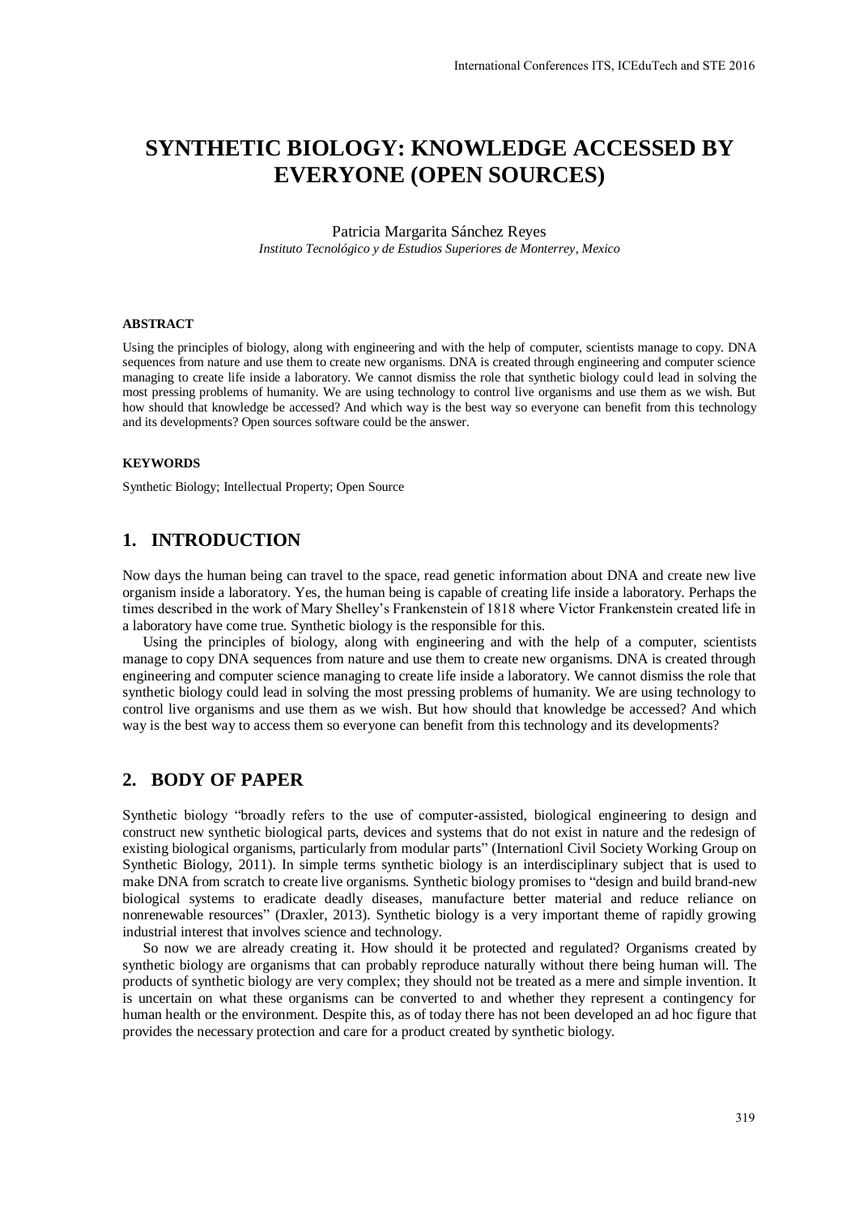# SYNTHETIC BIOLOGY: KNOWLEDGE ACCESSED BY EVERYONE (OPEN SOURCES)

Patricia Margarita Sánchez Reyes
*Instituto Tecnológico y de Estudios Superiores de Monterrey, Mexico*

### ABSTRACT

Using the principles of biology, along with engineering and with the help of computer, scientists manage to copy. DNA sequences from nature and use them to create new organisms. DNA is created through engineering and computer science managing to create life inside a laboratory. We cannot dismiss the role that synthetic biology could lead in solving the most pressing problems of humanity. We are using technology to control live organisms and use them as we wish. But how should that knowledge be accessed? And which way is the best way so everyone can benefit from this technology and its developments? Open sources software could be the answer.

### KEYWORDS

Synthetic Biology; Intellectual Property; Open Source

## 1. INTRODUCTION

Now days the human being can travel to the space, read genetic information about DNA and create new live organism inside a laboratory. Yes, the human being is capable of creating life inside a laboratory. Perhaps the times described in the work of Mary Shelley's Frankenstein of 1818 where Victor Frankenstein created life in a laboratory have come true. Synthetic biology is the responsible for this.

Using the principles of biology, along with engineering and with the help of a computer, scientists manage to copy DNA sequences from nature and use them to create new organisms. DNA is created through engineering and computer science managing to create life inside a laboratory. We cannot dismiss the role that synthetic biology could lead in solving the most pressing problems of humanity. We are using technology to control live organisms and use them as we wish. But how should that knowledge be accessed? And which way is the best way to access them so everyone can benefit from this technology and its developments?

## 2. BODY OF PAPER

Synthetic biology "broadly refers to the use of computer-assisted, biological engineering to design and construct new synthetic biological parts, devices and systems that do not exist in nature and the redesign of existing biological organisms, particularly from modular parts" (Internationl Civil Society Working Group on Synthetic Biology, 2011). In simple terms synthetic biology is an interdisciplinary subject that is used to make DNA from scratch to create live organisms. Synthetic biology promises to "design and build brand-new biological systems to eradicate deadly diseases, manufacture better material and reduce reliance on nonrenewable resources" (Draxler, 2013). Synthetic biology is a very important theme of rapidly growing industrial interest that involves science and technology.

So now we are already creating it. How should it be protected and regulated? Organisms created by synthetic biology are organisms that can probably reproduce naturally without there being human will. The products of synthetic biology are very complex; they should not be treated as a mere and simple invention. It is uncertain on what these organisms can be converted to and whether they represent a contingency for human health or the environment. Despite this, as of today there has not been developed an ad hoc figure that provides the necessary protection and care for a product created by synthetic biology.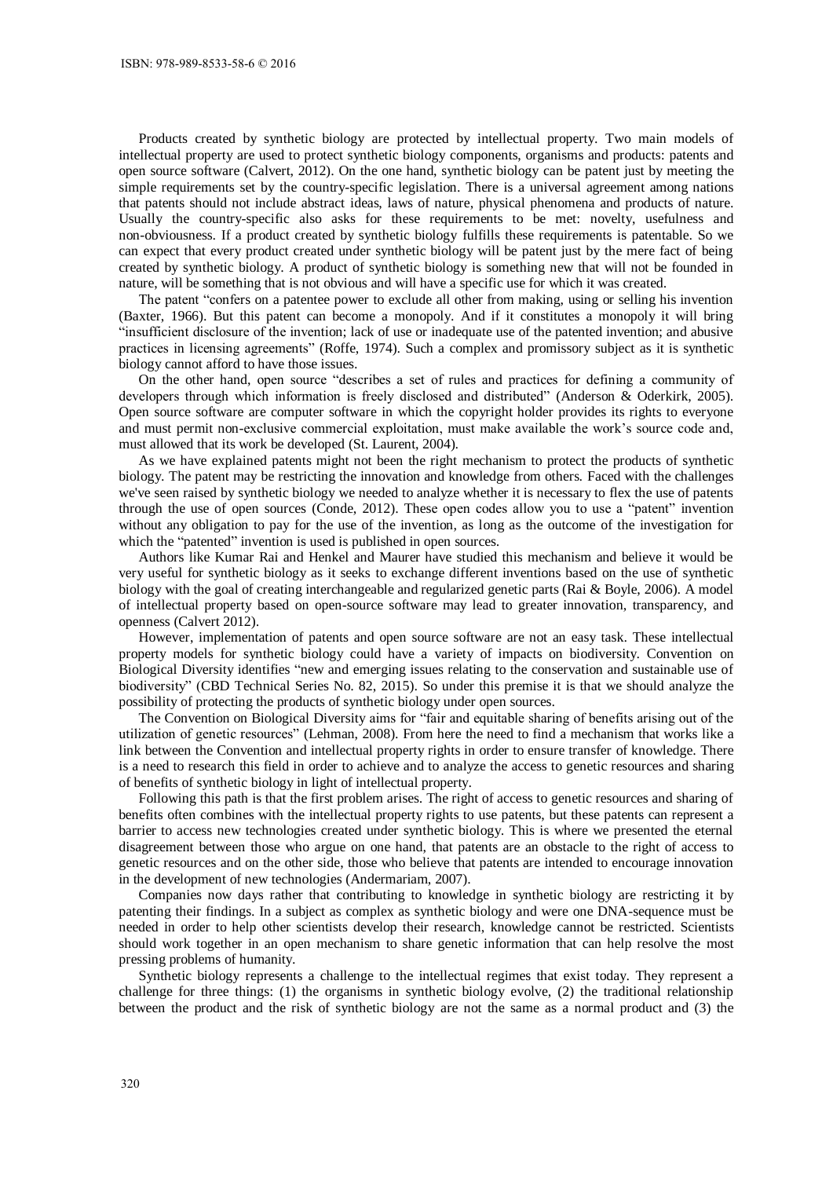Products created by synthetic biology are protected by intellectual property. Two main models of intellectual property are used to protect synthetic biology components, organisms and products: patents and open source software (Calvert, 2012). On the one hand, synthetic biology can be patent just by meeting the simple requirements set by the country-specific legislation. There is a universal agreement among nations that patents should not include abstract ideas, laws of nature, physical phenomena and products of nature. Usually the country-specific also asks for these requirements to be met: novelty, usefulness and non-obviousness. If a product created by synthetic biology fulfills these requirements is patentable. So we can expect that every product created under synthetic biology will be patent just by the mere fact of being created by synthetic biology. A product of synthetic biology is something new that will not be founded in nature, will be something that is not obvious and will have a specific use for which it was created.

The patent "confers on a patentee power to exclude all other from making, using or selling his invention (Baxter, 1966). But this patent can become a monopoly. And if it constitutes a monopoly it will bring "insufficient disclosure of the invention; lack of use or inadequate use of the patented invention; and abusive practices in licensing agreements" (Roffe, 1974). Such a complex and promissory subject as it is synthetic biology cannot afford to have those issues.

On the other hand, open source "describes a set of rules and practices for defining a community of developers through which information is freely disclosed and distributed" (Anderson & Oderkirk, 2005). Open source software are computer software in which the copyright holder provides its rights to everyone and must permit non-exclusive commercial exploitation, must make available the work's source code and, must allowed that its work be developed (St. Laurent, 2004).

As we have explained patents might not been the right mechanism to protect the products of synthetic biology. The patent may be restricting the innovation and knowledge from others. Faced with the challenges we've seen raised by synthetic biology we needed to analyze whether it is necessary to flex the use of patents through the use of open sources (Conde, 2012). These open codes allow you to use a "patent" invention without any obligation to pay for the use of the invention, as long as the outcome of the investigation for which the "patented" invention is used is published in open sources.

Authors like Kumar Rai and Henkel and Maurer have studied this mechanism and believe it would be very useful for synthetic biology as it seeks to exchange different inventions based on the use of synthetic biology with the goal of creating interchangeable and regularized genetic parts (Rai & Boyle, 2006). A model of intellectual property based on open-source software may lead to greater innovation, transparency, and openness (Calvert 2012).

However, implementation of patents and open source software are not an easy task. These intellectual property models for synthetic biology could have a variety of impacts on biodiversity. Convention on Biological Diversity identifies "new and emerging issues relating to the conservation and sustainable use of biodiversity" (CBD Technical Series No. 82, 2015). So under this premise it is that we should analyze the possibility of protecting the products of synthetic biology under open sources.

The Convention on Biological Diversity aims for "fair and equitable sharing of benefits arising out of the utilization of genetic resources" (Lehman, 2008). From here the need to find a mechanism that works like a link between the Convention and intellectual property rights in order to ensure transfer of knowledge. There is a need to research this field in order to achieve and to analyze the access to genetic resources and sharing of benefits of synthetic biology in light of intellectual property.

Following this path is that the first problem arises. The right of access to genetic resources and sharing of benefits often combines with the intellectual property rights to use patents, but these patents can represent a barrier to access new technologies created under synthetic biology. This is where we presented the eternal disagreement between those who argue on one hand, that patents are an obstacle to the right of access to genetic resources and on the other side, those who believe that patents are intended to encourage innovation in the development of new technologies (Andermariam, 2007).

Companies now days rather that contributing to knowledge in synthetic biology are restricting it by patenting their findings. In a subject as complex as synthetic biology and were one DNA-sequence must be needed in order to help other scientists develop their research, knowledge cannot be restricted. Scientists should work together in an open mechanism to share genetic information that can help resolve the most pressing problems of humanity.

Synthetic biology represents a challenge to the intellectual regimes that exist today. They represent a challenge for three things: (1) the organisms in synthetic biology evolve, (2) the traditional relationship between the product and the risk of synthetic biology are not the same as a normal product and (3) the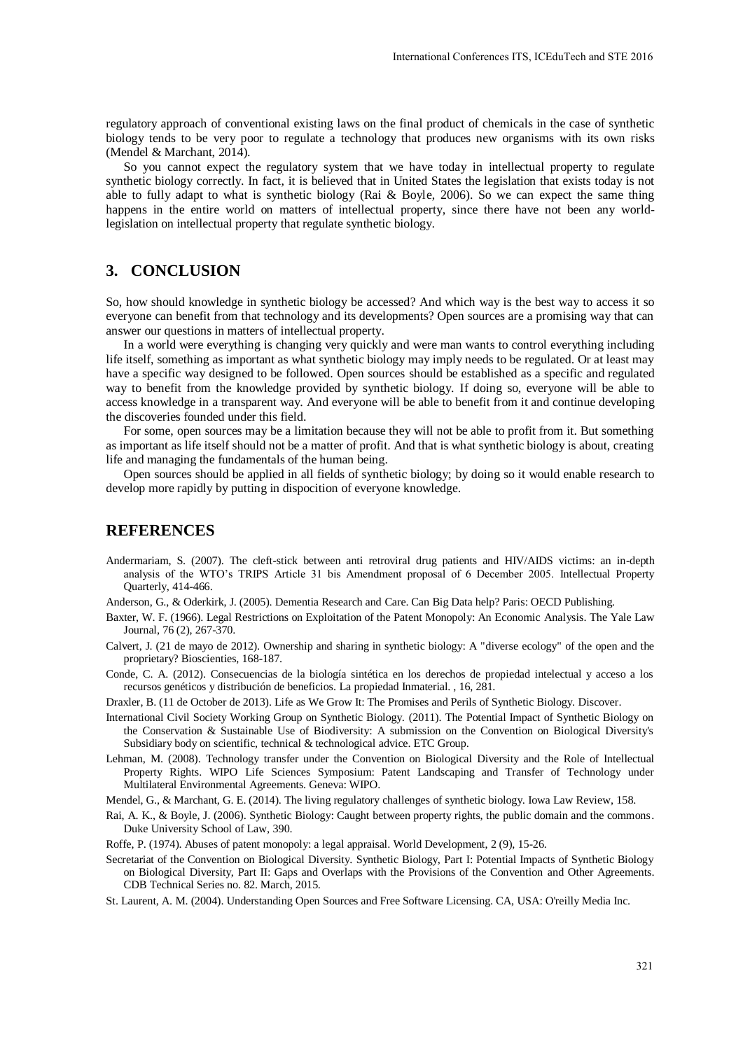regulatory approach of conventional existing laws on the final product of chemicals in the case of synthetic biology tends to be very poor to regulate a technology that produces new organisms with its own risks (Mendel & Marchant, 2014).

So you cannot expect the regulatory system that we have today in intellectual property to regulate synthetic biology correctly. In fact, it is believed that in United States the legislation that exists today is not able to fully adapt to what is synthetic biology (Rai & Boyle, 2006). So we can expect the same thing happens in the entire world on matters of intellectual property, since there have not been any world-legislation on intellectual property that regulate synthetic biology.

## 3. CONCLUSION

So, how should knowledge in synthetic biology be accessed? And which way is the best way to access it so everyone can benefit from that technology and its developments? Open sources are a promising way that can answer our questions in matters of intellectual property.

In a world were everything is changing very quickly and were man wants to control everything including life itself, something as important as what synthetic biology may imply needs to be regulated. Or at least may have a specific way designed to be followed. Open sources should be established as a specific and regulated way to benefit from the knowledge provided by synthetic biology. If doing so, everyone will be able to access knowledge in a transparent way. And everyone will be able to benefit from it and continue developing the discoveries founded under this field.

For some, open sources may be a limitation because they will not be able to profit from it. But something as important as life itself should not be a matter of profit. And that is what synthetic biology is about, creating life and managing the fundamentals of the human being.

Open sources should be applied in all fields of synthetic biology; by doing so it would enable research to develop more rapidly by putting in dispocition of everyone knowledge.

## REFERENCES

Andermariam, S. (2007). The cleft-stick between anti retroviral drug patients and HIV/AIDS victims: an in-depth analysis of the WTO's TRIPS Article 31 bis Amendment proposal of 6 December 2005. Intellectual Property Quarterly, 414-466.

Anderson, G., & Oderkirk, J. (2005). Dementia Research and Care. Can Big Data help? Paris: OECD Publishing.

Baxter, W. F. (1966). Legal Restrictions on Exploitation of the Patent Monopoly: An Economic Analysis. The Yale Law Journal, 76 (2), 267-370.

Calvert, J. (21 de mayo de 2012). Ownership and sharing in synthetic biology: A "diverse ecology" of the open and the proprietary? Bioscienties, 168-187.

Conde, C. A. (2012). Consecuencias de la biología sintética en los derechos de propiedad intelectual y acceso a los recursos genéticos y distribución de beneficios. La propiedad Inmaterial. , 16, 281.

Draxler, B. (11 de October de 2013). Life as We Grow It: The Promises and Perils of Synthetic Biology. Discover.

International Civil Society Working Group on Synthetic Biology. (2011). The Potential Impact of Synthetic Biology on the Conservation & Sustainable Use of Biodiversity: A submission on the Convention on Biological Diversity's Subsidiary body on scientific, technical & technological advice. ETC Group.

Lehman, M. (2008). Technology transfer under the Convention on Biological Diversity and the Role of Intellectual Property Rights. WIPO Life Sciences Symposium: Patent Landscaping and Transfer of Technology under Multilateral Environmental Agreements. Geneva: WIPO.

Mendel, G., & Marchant, G. E. (2014). The living regulatory challenges of synthetic biology. Iowa Law Review, 158.

Rai, A. K., & Boyle, J. (2006). Synthetic Biology: Caught between property rights, the public domain and the commons. Duke University School of Law, 390.

Roffe, P. (1974). Abuses of patent monopoly: a legal appraisal. World Development, 2 (9), 15-26.

Secretariat of the Convention on Biological Diversity. Synthetic Biology, Part I: Potential Impacts of Synthetic Biology on Biological Diversity, Part II: Gaps and Overlaps with the Provisions of the Convention and Other Agreements. CDB Technical Series no. 82. March, 2015.

St. Laurent, A. M. (2004). Understanding Open Sources and Free Software Licensing. CA, USA: O'reilly Media Inc.